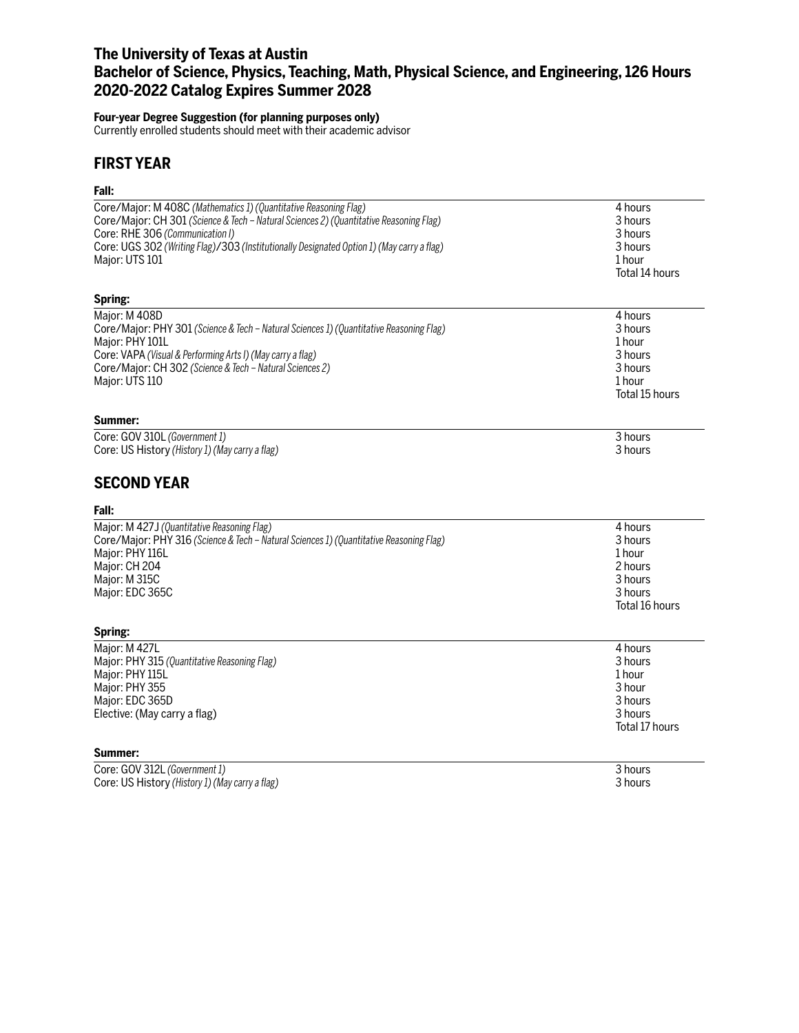# The University of Texas at Austin
# Bachelor of Science, Physics, Teaching, Math, Physical Science, and Engineering, 126 Hours
# 2020-2022 Catalog Expires Summer 2028

**Four-year Degree Suggestion (for planning purposes only)**
Currently enrolled students should meet with their academic advisor

## FIRST YEAR

### Fall:

| Course | Hours |
|---|---|
| Core/Major: M 408C *(Mathematics 1) (Quantitative Reasoning Flag)* | 4 hours |
| Core/Major: CH 301 *(Science & Tech – Natural Sciences 2) (Quantitative Reasoning Flag)* | 3 hours |
| Core: RHE 306 *(Communication I)* | 3 hours |
| Core: UGS 302 *(Writing Flag)*/303 *(Institutionally Designated Option 1) (May carry a flag)* | 3 hours |
| Major: UTS 101 | 1 hour |
| | Total 14 hours |

### Spring:

| Course | Hours |
|---|---|
| Major: M 408D | 4 hours |
| Core/Major: PHY 301 *(Science & Tech – Natural Sciences 1) (Quantitative Reasoning Flag)* | 3 hours |
| Major: PHY 101L | 1 hour |
| Core: VAPA *(Visual & Performing Arts I) (May carry a flag)* | 3 hours |
| Core/Major: CH 302 *(Science & Tech – Natural Sciences 2)* | 3 hours |
| Major: UTS 110 | 1 hour |
| | Total 15 hours |

### Summer:

| Course | Hours |
|---|---|
| Core: GOV 310L *(Government 1)* | 3 hours |
| Core: US History *(History 1) (May carry a flag)* | 3 hours |

## SECOND YEAR

### Fall:

| Course | Hours |
|---|---|
| Major: M 427J *(Quantitative Reasoning Flag)* | 4 hours |
| Core/Major: PHY 316 *(Science & Tech – Natural Sciences 1) (Quantitative Reasoning Flag)* | 3 hours |
| Major: PHY 116L | 1 hour |
| Major: CH 204 | 2 hours |
| Major: M 315C | 3 hours |
| Major: EDC 365C | 3 hours |
| | Total 16 hours |

### Spring:

| Course | Hours |
|---|---|
| Major: M 427L | 4 hours |
| Major: PHY 315 *(Quantitative Reasoning Flag)* | 3 hours |
| Major: PHY 115L | 1 hour |
| Major: PHY 355 | 3 hour |
| Major: EDC 365D | 3 hours |
| Elective: (May carry a flag) | 3 hours |
| | Total 17 hours |

### Summer:

| Course | Hours |
|---|---|
| Core: GOV 312L *(Government 1)* | 3 hours |
| Core: US History *(History 1) (May carry a flag)* | 3 hours |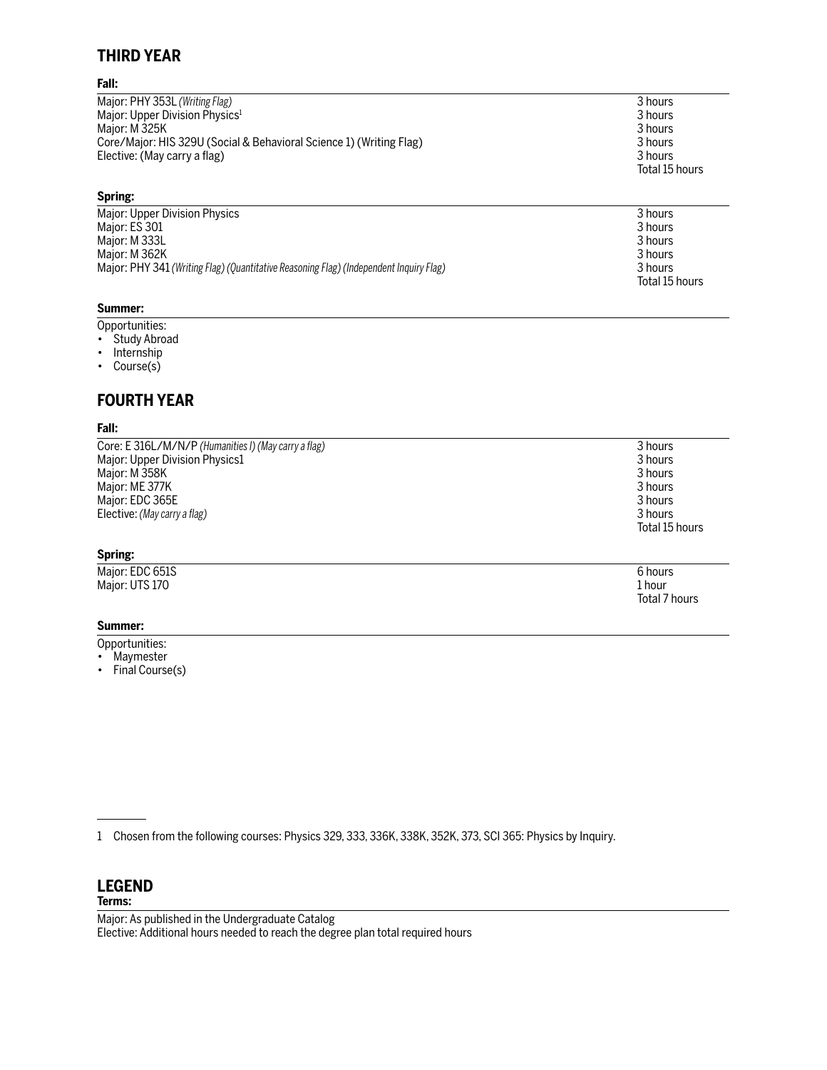## THIRD YEAR

**Fall:**

| | |
|---|---|
| Major: PHY 353L *(Writing Flag)* | 3 hours |
| Major: Upper Division Physics[1] | 3 hours |
| Major: M 325K | 3 hours |
| Core/Major: HIS 329U (Social & Behavioral Science 1) (Writing Flag) | 3 hours |
| Elective: (May carry a flag) | 3 hours |
| | Total 15 hours |

**Spring:**

| | |
|---|---|
| Major: Upper Division Physics | 3 hours |
| Major: ES 301 | 3 hours |
| Major: M 333L | 3 hours |
| Major: M 362K | 3 hours |
| Major: PHY 341 *(Writing Flag) (Quantitative Reasoning Flag) (Independent Inquiry Flag)* | 3 hours |
| | Total 15 hours |

**Summer:**

Opportunities:
- Study Abroad
- Internship
- Course(s)

## FOURTH YEAR

**Fall:**

| | |
|---|---|
| Core: E 316L/M/N/P *(Humanities I) (May carry a flag)* | 3 hours |
| Major: Upper Division Physics1 | 3 hours |
| Major: M 358K | 3 hours |
| Major: ME 377K | 3 hours |
| Major: EDC 365E | 3 hours |
| Elective: *(May carry a flag)* | 3 hours |
| | Total 15 hours |

**Spring:**

| | |
|---|---|
| Major: EDC 651S | 6 hours |
| Major: UTS 170 | 1 hour |
| | Total 7 hours |

**Summer:**

Opportunities:
- Maymester
- Final Course(s)

1 Chosen from the following courses: Physics 329, 333, 336K, 338K, 352K, 373, SCI 365: Physics by Inquiry.

## LEGEND

**Terms:**

Major: As published in the Undergraduate Catalog
Elective: Additional hours needed to reach the degree plan total required hours